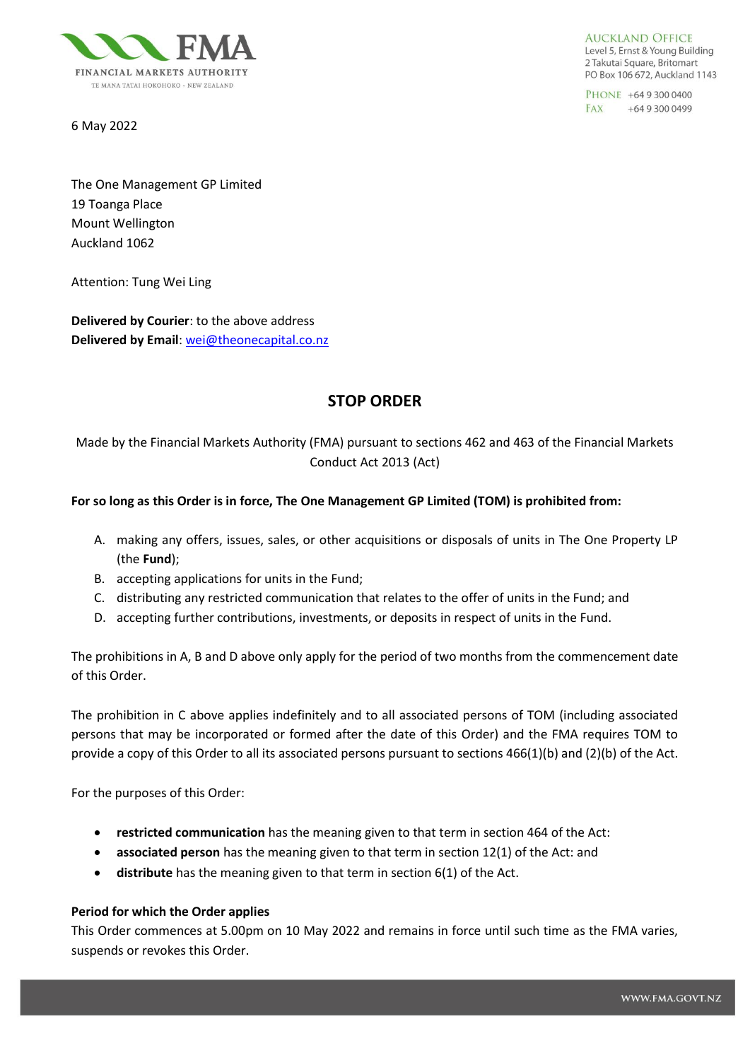FINANCIAL MARKETS AUTHORITY
TE MANA TATAI HOKOHOKO - NEW ZEALAND

AUCKLAND OFFICE
Level 5, Ernst & Young Building
2 Takutai Square, Britomart
PO Box 106 672, Auckland 1143

PHONE +64 9 300 0400
FAX +64 9 300 0499

6 May 2022

The One Management GP Limited
19 Toanga Place
Mount Wellington
Auckland 1062

Attention: Tung Wei Ling

**Delivered by Courier**: to the above address
**Delivered by Email**: wei@theonecapital.co.nz

## STOP ORDER

Made by the Financial Markets Authority (FMA) pursuant to sections 462 and 463 of the Financial Markets Conduct Act 2013 (Act)

**For so long as this Order is in force, The One Management GP Limited (TOM) is prohibited from:**

A. making any offers, issues, sales, or other acquisitions or disposals of units in The One Property LP (the **Fund**);
B. accepting applications for units in the Fund;
C. distributing any restricted communication that relates to the offer of units in the Fund; and
D. accepting further contributions, investments, or deposits in respect of units in the Fund.

The prohibitions in A, B and D above only apply for the period of two months from the commencement date of this Order.

The prohibition in C above applies indefinitely and to all associated persons of TOM (including associated persons that may be incorporated or formed after the date of this Order) and the FMA requires TOM to provide a copy of this Order to all its associated persons pursuant to sections 466(1)(b) and (2)(b) of the Act.

For the purposes of this Order:

- **restricted communication** has the meaning given to that term in section 464 of the Act:
- **associated person** has the meaning given to that term in section 12(1) of the Act: and
- **distribute** has the meaning given to that term in section 6(1) of the Act.

**Period for which the Order applies**
This Order commences at 5.00pm on 10 May 2022 and remains in force until such time as the FMA varies, suspends or revokes this Order.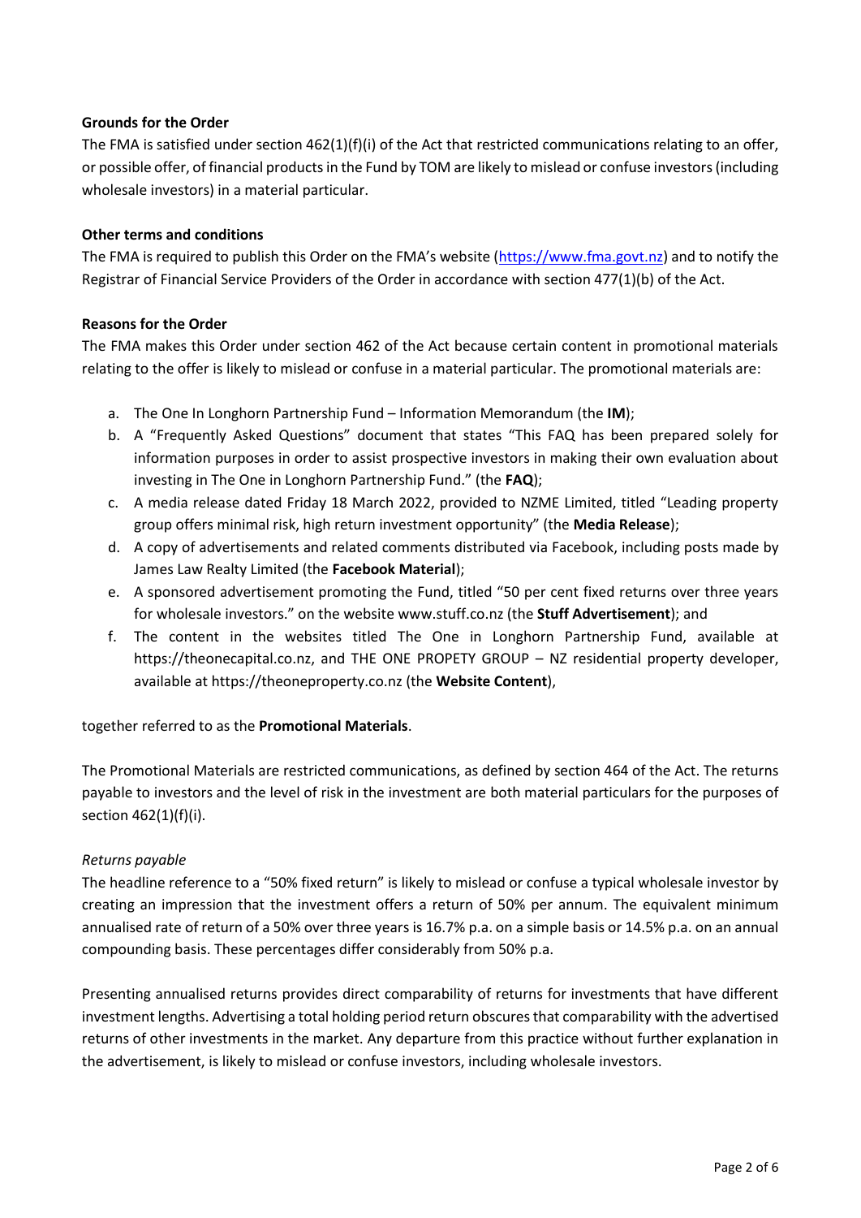**Grounds for the Order**

The FMA is satisfied under section 462(1)(f)(i) of the Act that restricted communications relating to an offer, or possible offer, of financial products in the Fund by TOM are likely to mislead or confuse investors (including wholesale investors) in a material particular.

**Other terms and conditions**

The FMA is required to publish this Order on the FMA's website (https://www.fma.govt.nz) and to notify the Registrar of Financial Service Providers of the Order in accordance with section 477(1)(b) of the Act.

**Reasons for the Order**

The FMA makes this Order under section 462 of the Act because certain content in promotional materials relating to the offer is likely to mislead or confuse in a material particular. The promotional materials are:

a. The One In Longhorn Partnership Fund – Information Memorandum (the **IM**);
b. A "Frequently Asked Questions" document that states "This FAQ has been prepared solely for information purposes in order to assist prospective investors in making their own evaluation about investing in The One in Longhorn Partnership Fund." (the **FAQ**);
c. A media release dated Friday 18 March 2022, provided to NZME Limited, titled "Leading property group offers minimal risk, high return investment opportunity" (the **Media Release**);
d. A copy of advertisements and related comments distributed via Facebook, including posts made by James Law Realty Limited (the **Facebook Material**);
e. A sponsored advertisement promoting the Fund, titled "50 per cent fixed returns over three years for wholesale investors." on the website www.stuff.co.nz (the **Stuff Advertisement**); and
f. The content in the websites titled The One in Longhorn Partnership Fund, available at https://theonecapital.co.nz, and THE ONE PROPETY GROUP – NZ residential property developer, available at https://theoneproperty.co.nz (the **Website Content**),

together referred to as the **Promotional Materials**.

The Promotional Materials are restricted communications, as defined by section 464 of the Act. The returns payable to investors and the level of risk in the investment are both material particulars for the purposes of section 462(1)(f)(i).

*Returns payable*

The headline reference to a "50% fixed return" is likely to mislead or confuse a typical wholesale investor by creating an impression that the investment offers a return of 50% per annum. The equivalent minimum annualised rate of return of a 50% over three years is 16.7% p.a. on a simple basis or 14.5% p.a. on an annual compounding basis. These percentages differ considerably from 50% p.a.

Presenting annualised returns provides direct comparability of returns for investments that have different investment lengths. Advertising a total holding period return obscures that comparability with the advertised returns of other investments in the market. Any departure from this practice without further explanation in the advertisement, is likely to mislead or confuse investors, including wholesale investors.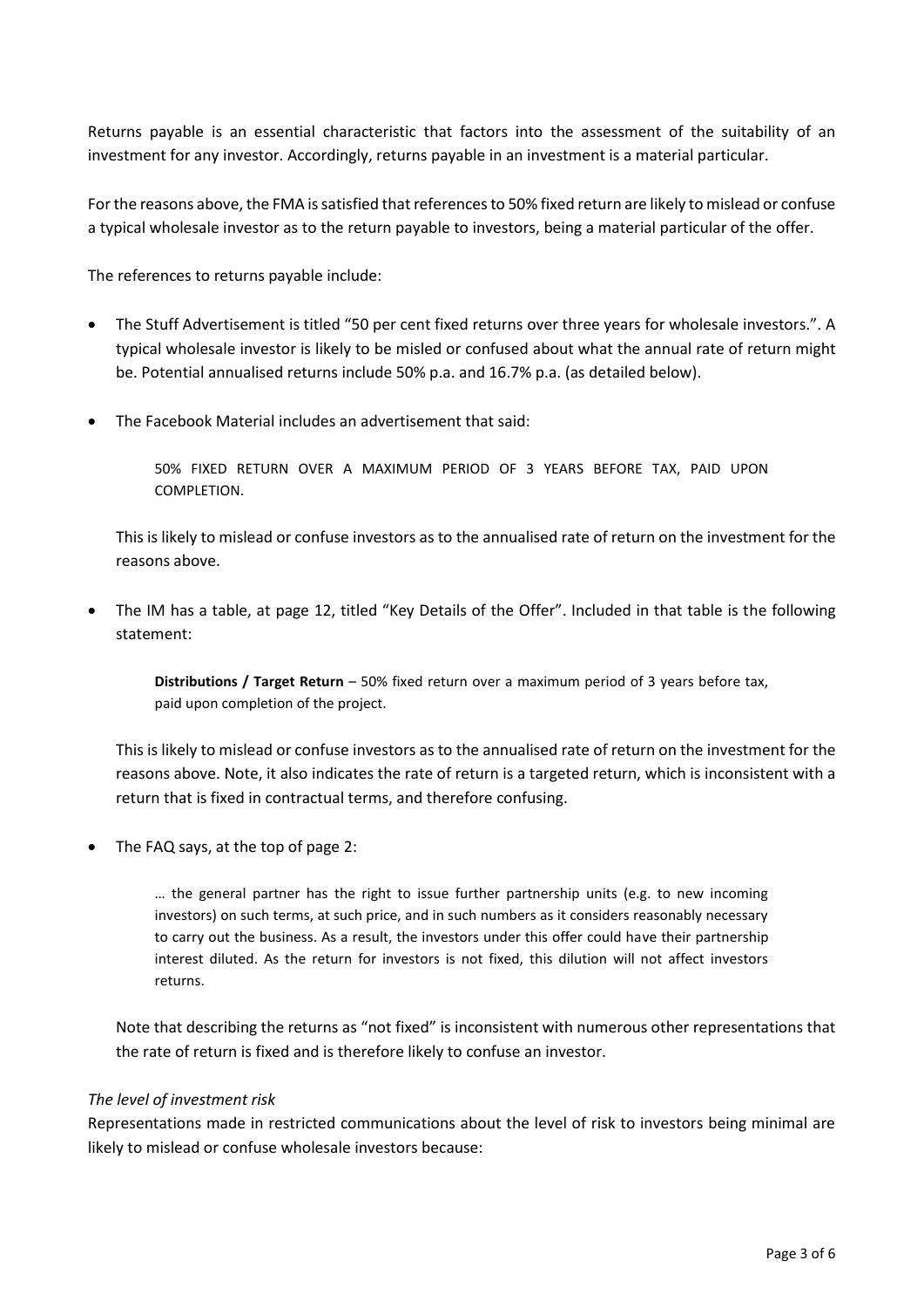Returns payable is an essential characteristic that factors into the assessment of the suitability of an investment for any investor. Accordingly, returns payable in an investment is a material particular.

For the reasons above, the FMA is satisfied that references to 50% fixed return are likely to mislead or confuse a typical wholesale investor as to the return payable to investors, being a material particular of the offer.

The references to returns payable include:

- The Stuff Advertisement is titled "50 per cent fixed returns over three years for wholesale investors.". A typical wholesale investor is likely to be misled or confused about what the annual rate of return might be. Potential annualised returns include 50% p.a. and 16.7% p.a. (as detailed below).

- The Facebook Material includes an advertisement that said:

  > 50% FIXED RETURN OVER A MAXIMUM PERIOD OF 3 YEARS BEFORE TAX, PAID UPON COMPLETION.

  This is likely to mislead or confuse investors as to the annualised rate of return on the investment for the reasons above.

- The IM has a table, at page 12, titled "Key Details of the Offer". Included in that table is the following statement:

  > **Distributions / Target Return** – 50% fixed return over a maximum period of 3 years before tax, paid upon completion of the project.

  This is likely to mislead or confuse investors as to the annualised rate of return on the investment for the reasons above. Note, it also indicates the rate of return is a targeted return, which is inconsistent with a return that is fixed in contractual terms, and therefore confusing.

- The FAQ says, at the top of page 2:

  > … the general partner has the right to issue further partnership units (e.g. to new incoming investors) on such terms, at such price, and in such numbers as it considers reasonably necessary to carry out the business. As a result, the investors under this offer could have their partnership interest diluted. As the return for investors is not fixed, this dilution will not affect investors returns.

  Note that describing the returns as "not fixed" is inconsistent with numerous other representations that the rate of return is fixed and is therefore likely to confuse an investor.

*The level of investment risk*

Representations made in restricted communications about the level of risk to investors being minimal are likely to mislead or confuse wholesale investors because: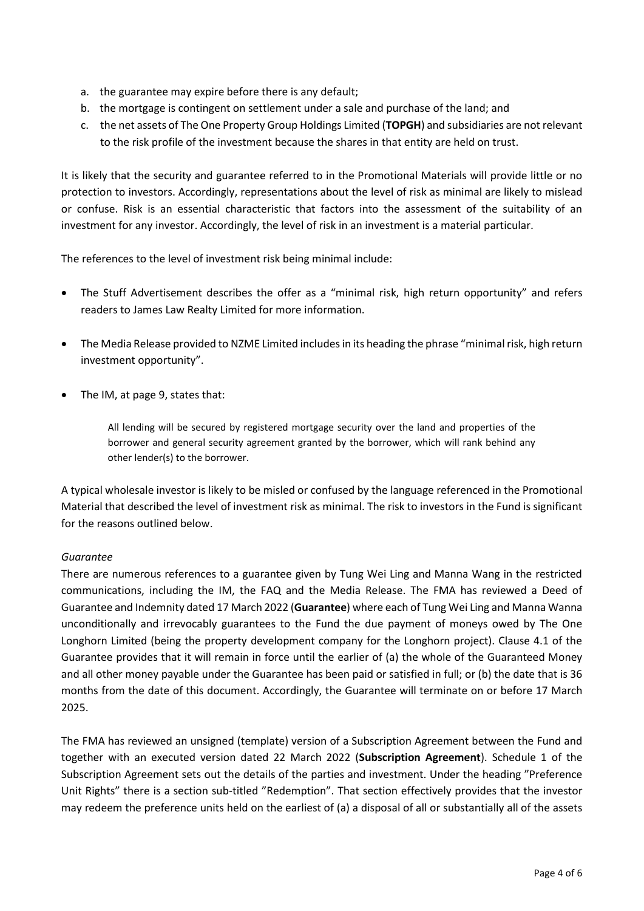a. the guarantee may expire before there is any default;
b. the mortgage is contingent on settlement under a sale and purchase of the land; and
c. the net assets of The One Property Group Holdings Limited (**TOPGH**) and subsidiaries are not relevant to the risk profile of the investment because the shares in that entity are held on trust.

It is likely that the security and guarantee referred to in the Promotional Materials will provide little or no protection to investors. Accordingly, representations about the level of risk as minimal are likely to mislead or confuse. Risk is an essential characteristic that factors into the assessment of the suitability of an investment for any investor. Accordingly, the level of risk in an investment is a material particular.

The references to the level of investment risk being minimal include:

- The Stuff Advertisement describes the offer as a "minimal risk, high return opportunity" and refers readers to James Law Realty Limited for more information.
- The Media Release provided to NZME Limited includes in its heading the phrase "minimal risk, high return investment opportunity".
- The IM, at page 9, states that:

> All lending will be secured by registered mortgage security over the land and properties of the borrower and general security agreement granted by the borrower, which will rank behind any other lender(s) to the borrower.

A typical wholesale investor is likely to be misled or confused by the language referenced in the Promotional Material that described the level of investment risk as minimal. The risk to investors in the Fund is significant for the reasons outlined below.

*Guarantee*

There are numerous references to a guarantee given by Tung Wei Ling and Manna Wang in the restricted communications, including the IM, the FAQ and the Media Release. The FMA has reviewed a Deed of Guarantee and Indemnity dated 17 March 2022 (**Guarantee**) where each of Tung Wei Ling and Manna Wanna unconditionally and irrevocably guarantees to the Fund the due payment of moneys owed by The One Longhorn Limited (being the property development company for the Longhorn project). Clause 4.1 of the Guarantee provides that it will remain in force until the earlier of (a) the whole of the Guaranteed Money and all other money payable under the Guarantee has been paid or satisfied in full; or (b) the date that is 36 months from the date of this document. Accordingly, the Guarantee will terminate on or before 17 March 2025.

The FMA has reviewed an unsigned (template) version of a Subscription Agreement between the Fund and together with an executed version dated 22 March 2022 (**Subscription Agreement**). Schedule 1 of the Subscription Agreement sets out the details of the parties and investment. Under the heading "Preference Unit Rights" there is a section sub-titled "Redemption". That section effectively provides that the investor may redeem the preference units held on the earliest of (a) a disposal of all or substantially all of the assets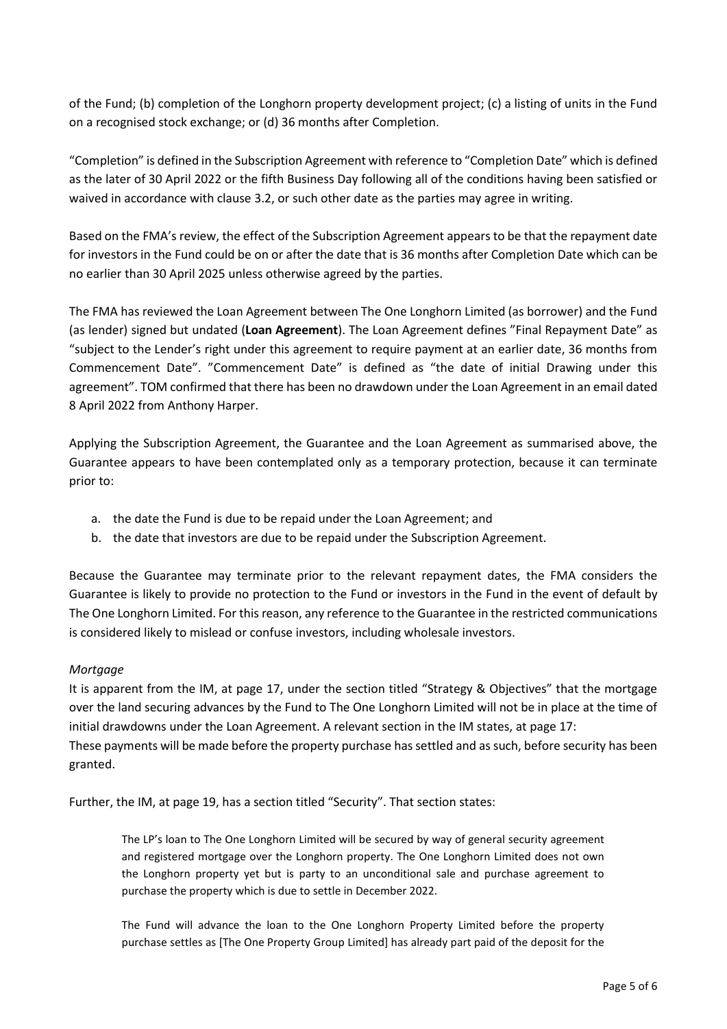of the Fund; (b) completion of the Longhorn property development project; (c) a listing of units in the Fund on a recognised stock exchange; or (d) 36 months after Completion.

“Completion” is defined in the Subscription Agreement with reference to “Completion Date” which is defined as the later of 30 April 2022 or the fifth Business Day following all of the conditions having been satisfied or waived in accordance with clause 3.2, or such other date as the parties may agree in writing.

Based on the FMA’s review, the effect of the Subscription Agreement appears to be that the repayment date for investors in the Fund could be on or after the date that is 36 months after Completion Date which can be no earlier than 30 April 2025 unless otherwise agreed by the parties.

The FMA has reviewed the Loan Agreement between The One Longhorn Limited (as borrower) and the Fund (as lender) signed but undated (**Loan Agreement**). The Loan Agreement defines ”Final Repayment Date” as “subject to the Lender’s right under this agreement to require payment at an earlier date, 36 months from Commencement Date”. ”Commencement Date” is defined as “the date of initial Drawing under this agreement”. TOM confirmed that there has been no drawdown under the Loan Agreement in an email dated 8 April 2022 from Anthony Harper.

Applying the Subscription Agreement, the Guarantee and the Loan Agreement as summarised above, the Guarantee appears to have been contemplated only as a temporary protection, because it can terminate prior to:

a. the date the Fund is due to be repaid under the Loan Agreement; and
b. the date that investors are due to be repaid under the Subscription Agreement.

Because the Guarantee may terminate prior to the relevant repayment dates, the FMA considers the Guarantee is likely to provide no protection to the Fund or investors in the Fund in the event of default by The One Longhorn Limited. For this reason, any reference to the Guarantee in the restricted communications is considered likely to mislead or confuse investors, including wholesale investors.

*Mortgage*

It is apparent from the IM, at page 17, under the section titled “Strategy & Objectives” that the mortgage over the land securing advances by the Fund to The One Longhorn Limited will not be in place at the time of initial drawdowns under the Loan Agreement. A relevant section in the IM states, at page 17:
These payments will be made before the property purchase has settled and as such, before security has been granted.

Further, the IM, at page 19, has a section titled “Security”. That section states:

> The LP’s loan to The One Longhorn Limited will be secured by way of general security agreement and registered mortgage over the Longhorn property. The One Longhorn Limited does not own the Longhorn property yet but is party to an unconditional sale and purchase agreement to purchase the property which is due to settle in December 2022.
>
> The Fund will advance the loan to the One Longhorn Property Limited before the property purchase settles as [The One Property Group Limited] has already part paid of the deposit for the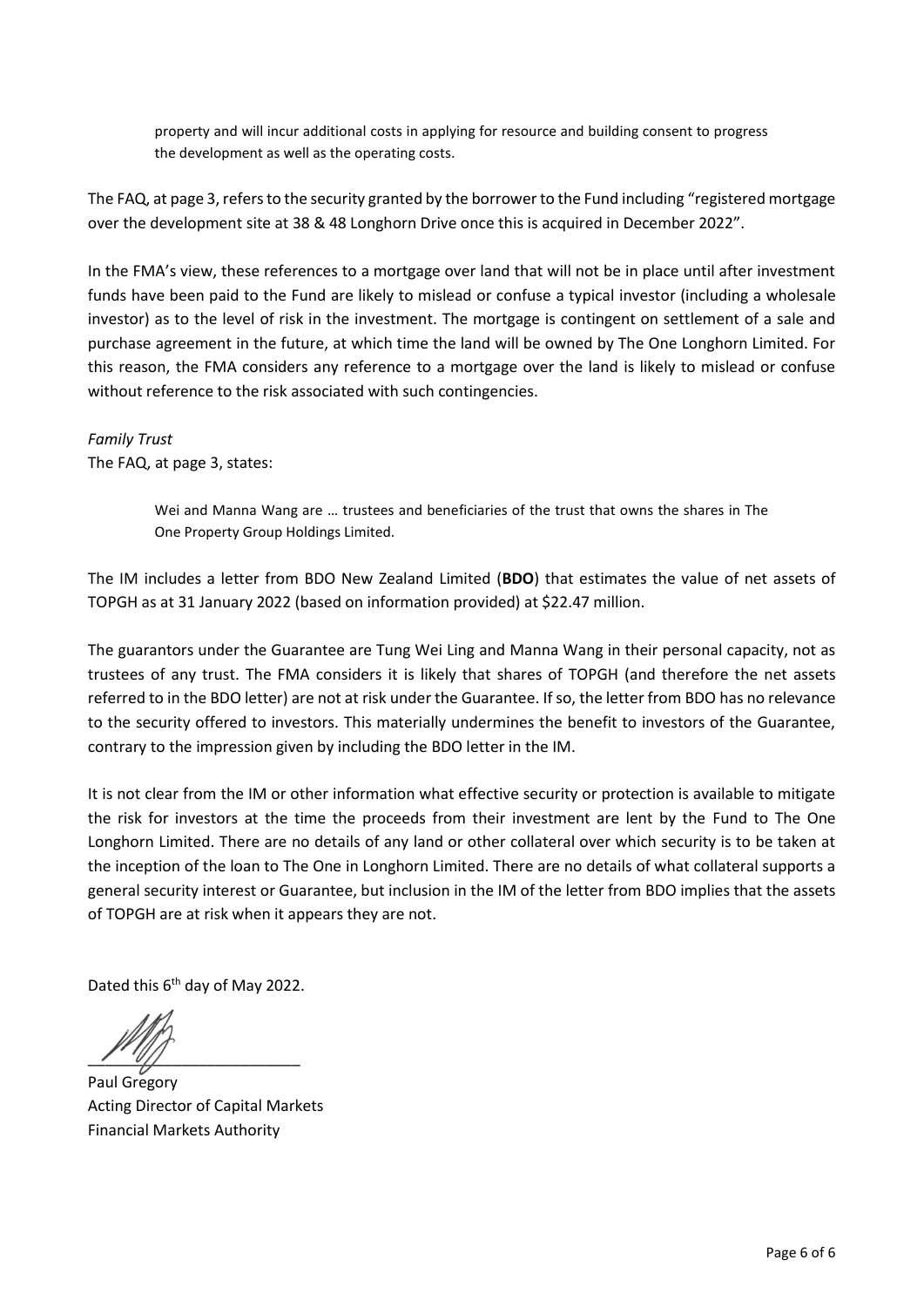> property and will incur additional costs in applying for resource and building consent to progress the development as well as the operating costs.

The FAQ, at page 3, refers to the security granted by the borrower to the Fund including "registered mortgage over the development site at 38 & 48 Longhorn Drive once this is acquired in December 2022".

In the FMA's view, these references to a mortgage over land that will not be in place until after investment funds have been paid to the Fund are likely to mislead or confuse a typical investor (including a wholesale investor) as to the level of risk in the investment. The mortgage is contingent on settlement of a sale and purchase agreement in the future, at which time the land will be owned by The One Longhorn Limited. For this reason, the FMA considers any reference to a mortgage over the land is likely to mislead or confuse without reference to the risk associated with such contingencies.

*Family Trust*

The FAQ, at page 3, states:

> Wei and Manna Wang are … trustees and beneficiaries of the trust that owns the shares in The One Property Group Holdings Limited.

The IM includes a letter from BDO New Zealand Limited (**BDO**) that estimates the value of net assets of TOPGH as at 31 January 2022 (based on information provided) at $22.47 million.

The guarantors under the Guarantee are Tung Wei Ling and Manna Wang in their personal capacity, not as trustees of any trust. The FMA considers it is likely that shares of TOPGH (and therefore the net assets referred to in the BDO letter) are not at risk under the Guarantee. If so, the letter from BDO has no relevance to the security offered to investors. This materially undermines the benefit to investors of the Guarantee, contrary to the impression given by including the BDO letter in the IM.

It is not clear from the IM or other information what effective security or protection is available to mitigate the risk for investors at the time the proceeds from their investment are lent by the Fund to The One Longhorn Limited. There are no details of any land or other collateral over which security is to be taken at the inception of the loan to The One in Longhorn Limited. There are no details of what collateral supports a general security interest or Guarantee, but inclusion in the IM of the letter from BDO implies that the assets of TOPGH are at risk when it appears they are not.

Dated this 6th day of May 2022.

Paul Gregory
Acting Director of Capital Markets
Financial Markets Authority